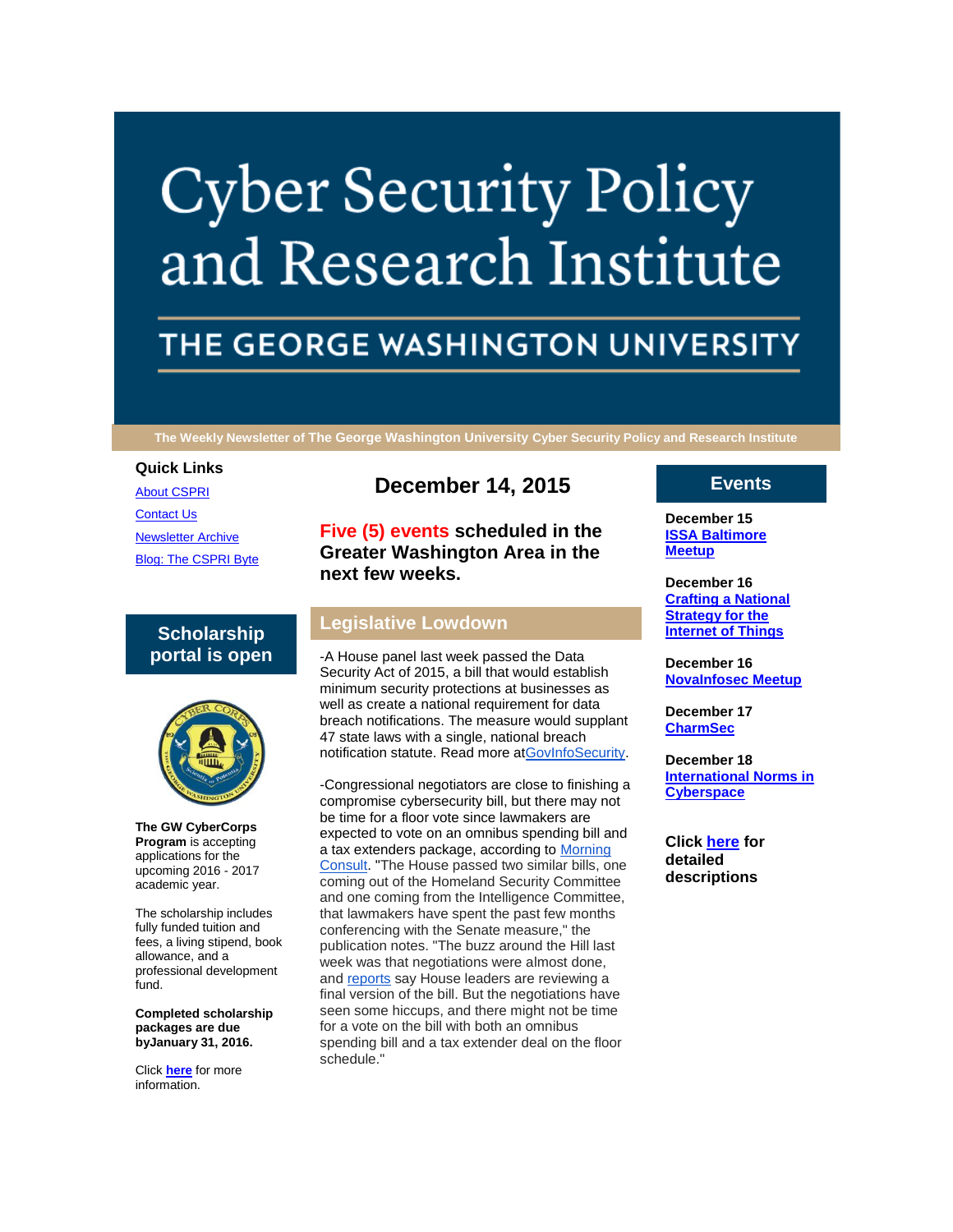# Cyber Security Policy and Research Institute

## THE GEORGE WASHINGTON UNIVERSITY

**The Weekly Newsletter of The George Washington University Cyber Security Policy and Research Institute**

### Quick Links

[About CSPRI](#)

[Contact Us](#)

[Newsletter Archive](#)

[Blog: The CSPRI Byte](#)

### Scholarship portal is open

**The GW CyberCorps Program** is accepting applications for the upcoming 2016 - 2017 academic year.

The scholarship includes fully funded tuition and fees, a living stipend, book allowance, and a professional development fund.

**Completed scholarship packages are due byJanuary 31, 2016.**

Click **[here](#)** for more information.

## December 14, 2015

### Five (5) events scheduled in the Greater Washington Area in the next few weeks.

## Legislative Lowdown

-A House panel last week passed the Data Security Act of 2015, a bill that would establish minimum security protections at businesses as well as create a national requirement for data breach notifications. The measure would supplant 47 state laws with a single, national breach notification statute. Read more at[GovInfoSecurity](#).

-Congressional negotiators are close to finishing a compromise cybersecurity bill, but there may not be time for a floor vote since lawmakers are expected to vote on an omnibus spending bill and a tax extenders package, according to [Morning Consult](#). "The House passed two similar bills, one coming out of the Homeland Security Committee and one coming from the Intelligence Committee, that lawmakers have spent the past few months conferencing with the Senate measure," the publication notes. "The buzz around the Hill last week was that negotiations were almost done, and [reports](#) say House leaders are reviewing a final version of the bill. But the negotiations have seen some hiccups, and there might not be time for a vote on the bill with both an omnibus spending bill and a tax extender deal on the floor schedule."

## Events

**December 15**
**[ISSA Baltimore Meetup](#)**

**December 16**
**[Crafting a National Strategy for the Internet of Things](#)**

**December 16**
**[NovaInfosec Meetup](#)**

**December 17**
**[CharmSec](#)**

**December 18**
**[International Norms in Cyberspace](#)**

**Click [here](#) for detailed descriptions**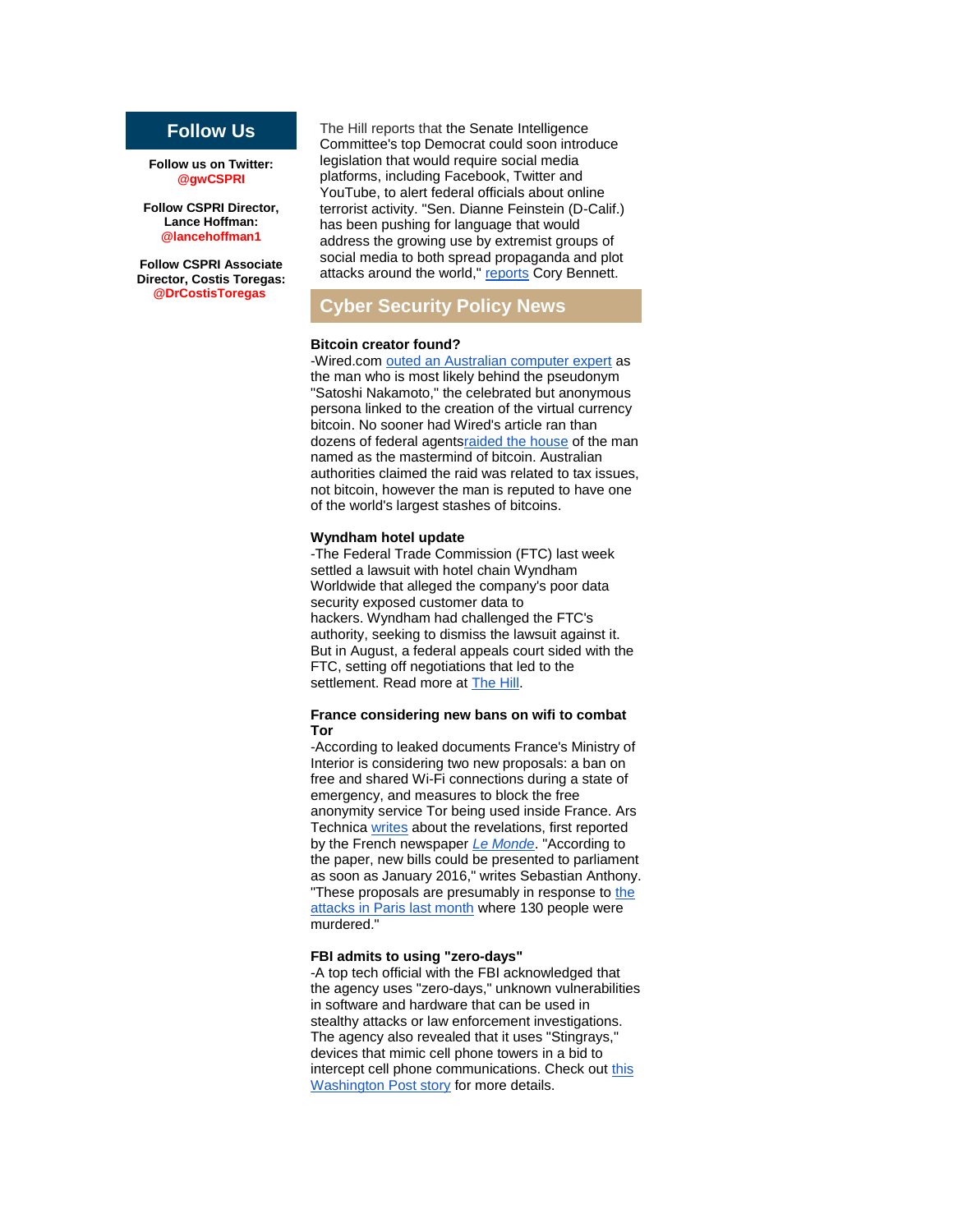## Follow Us

**Follow us on Twitter:**
**@gwCSPRI**

**Follow CSPRI Director, Lance Hoffman:**
**@lancehoffman1**

**Follow CSPRI Associate Director, Costis Toregas:**
**@DrCostisToregas**

The Hill reports that the Senate Intelligence Committee's top Democrat could soon introduce legislation that would require social media platforms, including Facebook, Twitter and YouTube, to alert federal officials about online terrorist activity. "Sen. Dianne Feinstein (D-Calif.) has been pushing for language that would address the growing use by extremist groups of social media to both spread propaganda and plot attacks around the world," reports Cory Bennett.

## Cyber Security Policy News

**Bitcoin creator found?**
-Wired.com outed an Australian computer expert as the man who is most likely behind the pseudonym "Satoshi Nakamoto," the celebrated but anonymous persona linked to the creation of the virtual currency bitcoin. No sooner had Wired's article ran than dozens of federal agentsraided the house of the man named as the mastermind of bitcoin. Australian authorities claimed the raid was related to tax issues, not bitcoin, however the man is reputed to have one of the world's largest stashes of bitcoins.

**Wyndham hotel update**
-The Federal Trade Commission (FTC) last week settled a lawsuit with hotel chain Wyndham Worldwide that alleged the company's poor data security exposed customer data to hackers. Wyndham had challenged the FTC's authority, seeking to dismiss the lawsuit against it. But in August, a federal appeals court sided with the FTC, setting off negotiations that led to the settlement. Read more at The Hill.

**France considering new bans on wifi to combat Tor**
-According to leaked documents France's Ministry of Interior is considering two new proposals: a ban on free and shared Wi-Fi connections during a state of emergency, and measures to block the free anonymity service Tor being used inside France. Ars Technica writes about the revelations, first reported by the French newspaper *Le Monde*. "According to the paper, new bills could be presented to parliament as soon as January 2016," writes Sebastian Anthony. "These proposals are presumably in response to the attacks in Paris last month where 130 people were murdered."

**FBI admits to using "zero-days"**
-A top tech official with the FBI acknowledged that the agency uses "zero-days," unknown vulnerabilities in software and hardware that can be used in stealthy attacks or law enforcement investigations. The agency also revealed that it uses "Stingrays," devices that mimic cell phone towers in a bid to intercept cell phone communications. Check out this Washington Post story for more details.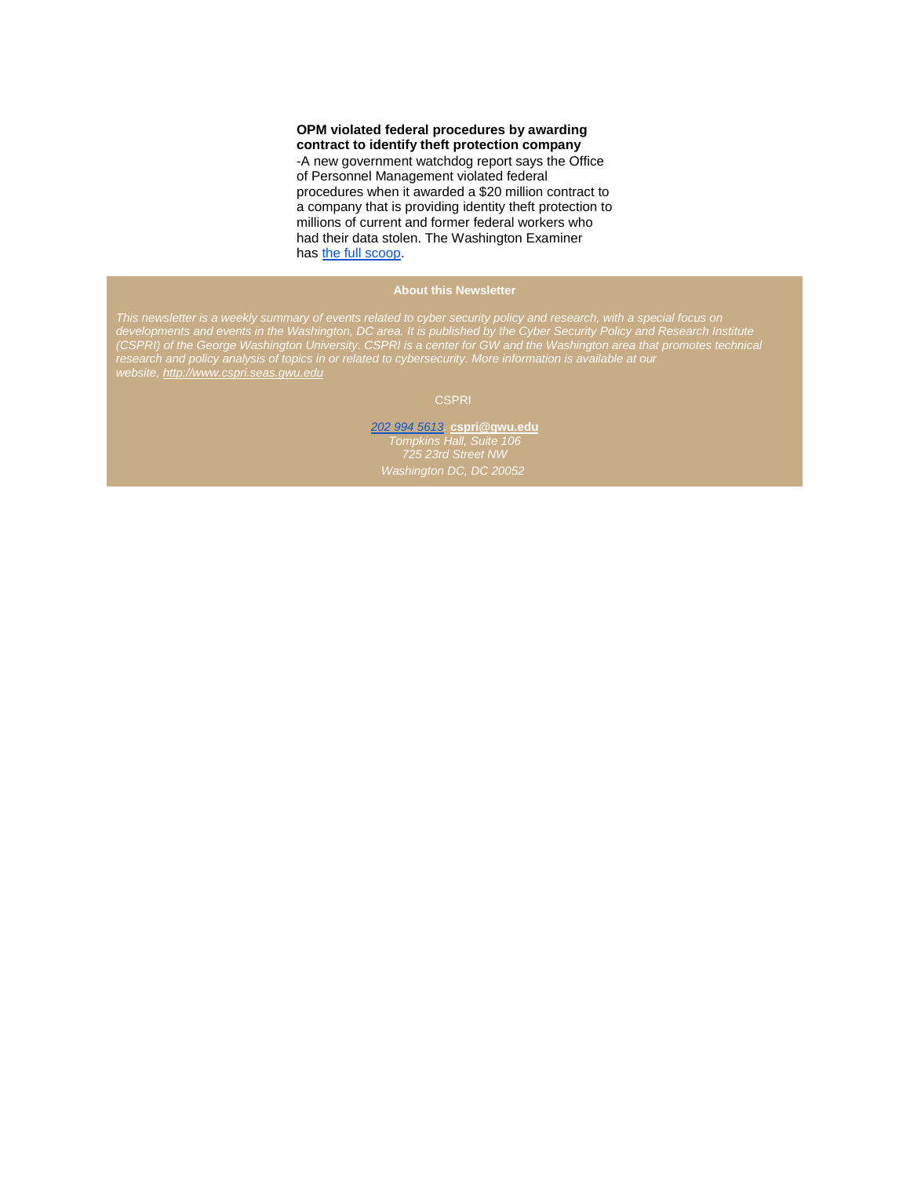**OPM violated federal procedures by awarding contract to identify theft protection company**

-A new government watchdog report says the Office of Personnel Management violated federal procedures when it awarded a $20 million contract to a company that is providing identity theft protection to millions of current and former federal workers who had their data stolen. The Washington Examiner has the full scoop.

**About this Newsletter**

*This newsletter is a weekly summary of events related to cyber security policy and research, with a special focus on developments and events in the Washington, DC area. It is published by the Cyber Security Policy and Research Institute (CSPRI) of the George Washington University. CSPRI is a center for GW and the Washington area that promotes technical research and policy analysis of topics in or related to cybersecurity. More information is available at our website, http://www.cspri.seas.gwu.edu*

CSPRI

*202 994 5613* **cspri@gwu.edu**
*Tompkins Hall, Suite 106*
*725 23rd Street NW*
*Washington DC, DC 20052*